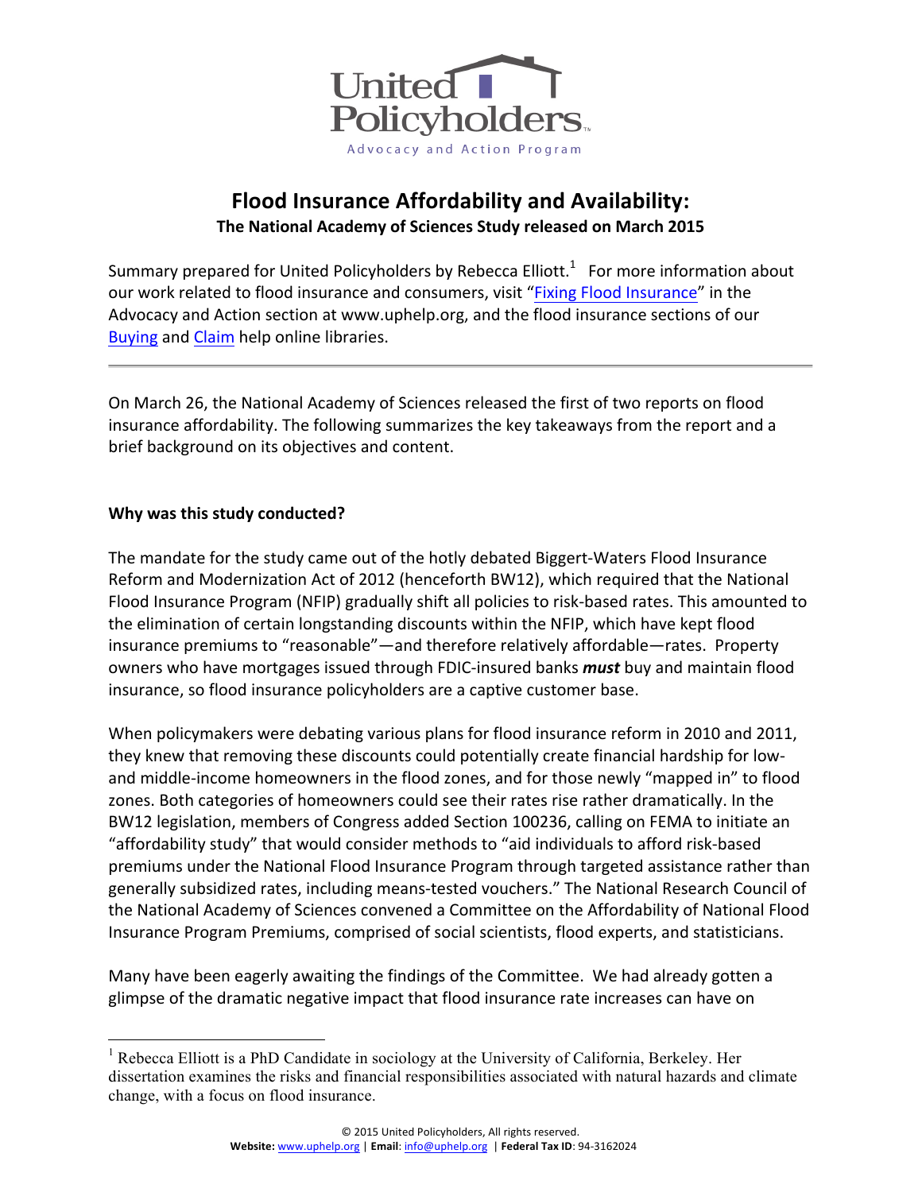United Policyholders

Advocacy and Action Program

# Flood Insurance Affordability and Availability:

## The National Academy of Sciences Study released on March 2015

Summary prepared for United Policyholders by Rebecca Elliott.[1] For more information about our work related to flood insurance and consumers, visit "Fixing Flood Insurance" in the Advocacy and Action section at www.uphelp.org, and the flood insurance sections of our Buying and Claim help online libraries.

---

On March 26, the National Academy of Sciences released the first of two reports on flood insurance affordability. The following summarizes the key takeaways from the report and a brief background on its objectives and content.

### Why was this study conducted?

The mandate for the study came out of the hotly debated Biggert-Waters Flood Insurance Reform and Modernization Act of 2012 (henceforth BW12), which required that the National Flood Insurance Program (NFIP) gradually shift all policies to risk-based rates. This amounted to the elimination of certain longstanding discounts within the NFIP, which have kept flood insurance premiums to "reasonable"—and therefore relatively affordable—rates. Property owners who have mortgages issued through FDIC-insured banks ***must*** buy and maintain flood insurance, so flood insurance policyholders are a captive customer base.

When policymakers were debating various plans for flood insurance reform in 2010 and 2011, they knew that removing these discounts could potentially create financial hardship for low- and middle-income homeowners in the flood zones, and for those newly "mapped in" to flood zones. Both categories of homeowners could see their rates rise rather dramatically. In the BW12 legislation, members of Congress added Section 100236, calling on FEMA to initiate an "affordability study" that would consider methods to "aid individuals to afford risk-based premiums under the National Flood Insurance Program through targeted assistance rather than generally subsidized rates, including means-tested vouchers." The National Research Council of the National Academy of Sciences convened a Committee on the Affordability of National Flood Insurance Program Premiums, comprised of social scientists, flood experts, and statisticians.

Many have been eagerly awaiting the findings of the Committee. We had already gotten a glimpse of the dramatic negative impact that flood insurance rate increases can have on

---

[1] Rebecca Elliott is a PhD Candidate in sociology at the University of California, Berkeley. Her dissertation examines the risks and financial responsibilities associated with natural hazards and climate change, with a focus on flood insurance.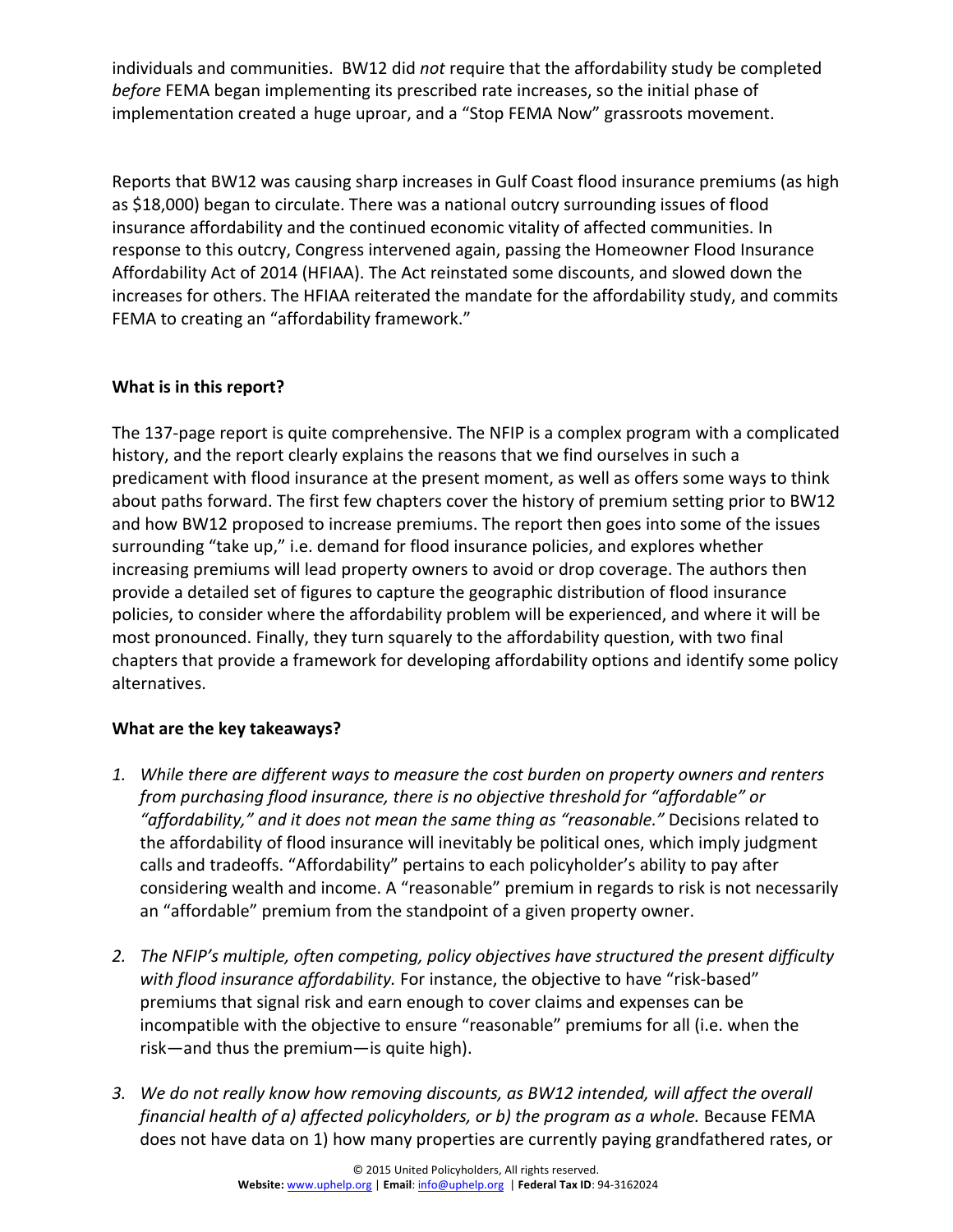individuals and communities. BW12 did *not* require that the affordability study be completed *before* FEMA began implementing its prescribed rate increases, so the initial phase of implementation created a huge uproar, and a "Stop FEMA Now" grassroots movement.

Reports that BW12 was causing sharp increases in Gulf Coast flood insurance premiums (as high as $18,000) began to circulate. There was a national outcry surrounding issues of flood insurance affordability and the continued economic vitality of affected communities. In response to this outcry, Congress intervened again, passing the Homeowner Flood Insurance Affordability Act of 2014 (HFIAA). The Act reinstated some discounts, and slowed down the increases for others. The HFIAA reiterated the mandate for the affordability study, and commits FEMA to creating an "affordability framework."

**What is in this report?**

The 137-page report is quite comprehensive. The NFIP is a complex program with a complicated history, and the report clearly explains the reasons that we find ourselves in such a predicament with flood insurance at the present moment, as well as offers some ways to think about paths forward. The first few chapters cover the history of premium setting prior to BW12 and how BW12 proposed to increase premiums. The report then goes into some of the issues surrounding "take up," i.e. demand for flood insurance policies, and explores whether increasing premiums will lead property owners to avoid or drop coverage. The authors then provide a detailed set of figures to capture the geographic distribution of flood insurance policies, to consider where the affordability problem will be experienced, and where it will be most pronounced. Finally, they turn squarely to the affordability question, with two final chapters that provide a framework for developing affordability options and identify some policy alternatives.

**What are the key takeaways?**

1. *While there are different ways to measure the cost burden on property owners and renters from purchasing flood insurance, there is no objective threshold for "affordable" or "affordability," and it does not mean the same thing as "reasonable."* Decisions related to the affordability of flood insurance will inevitably be political ones, which imply judgment calls and tradeoffs. "Affordability" pertains to each policyholder's ability to pay after considering wealth and income. A "reasonable" premium in regards to risk is not necessarily an "affordable" premium from the standpoint of a given property owner.

2. *The NFIP's multiple, often competing, policy objectives have structured the present difficulty with flood insurance affordability.* For instance, the objective to have "risk-based" premiums that signal risk and earn enough to cover claims and expenses can be incompatible with the objective to ensure "reasonable" premiums for all (i.e. when the risk—and thus the premium—is quite high).

3. *We do not really know how removing discounts, as BW12 intended, will affect the overall financial health of a) affected policyholders, or b) the program as a whole.* Because FEMA does not have data on 1) how many properties are currently paying grandfathered rates, or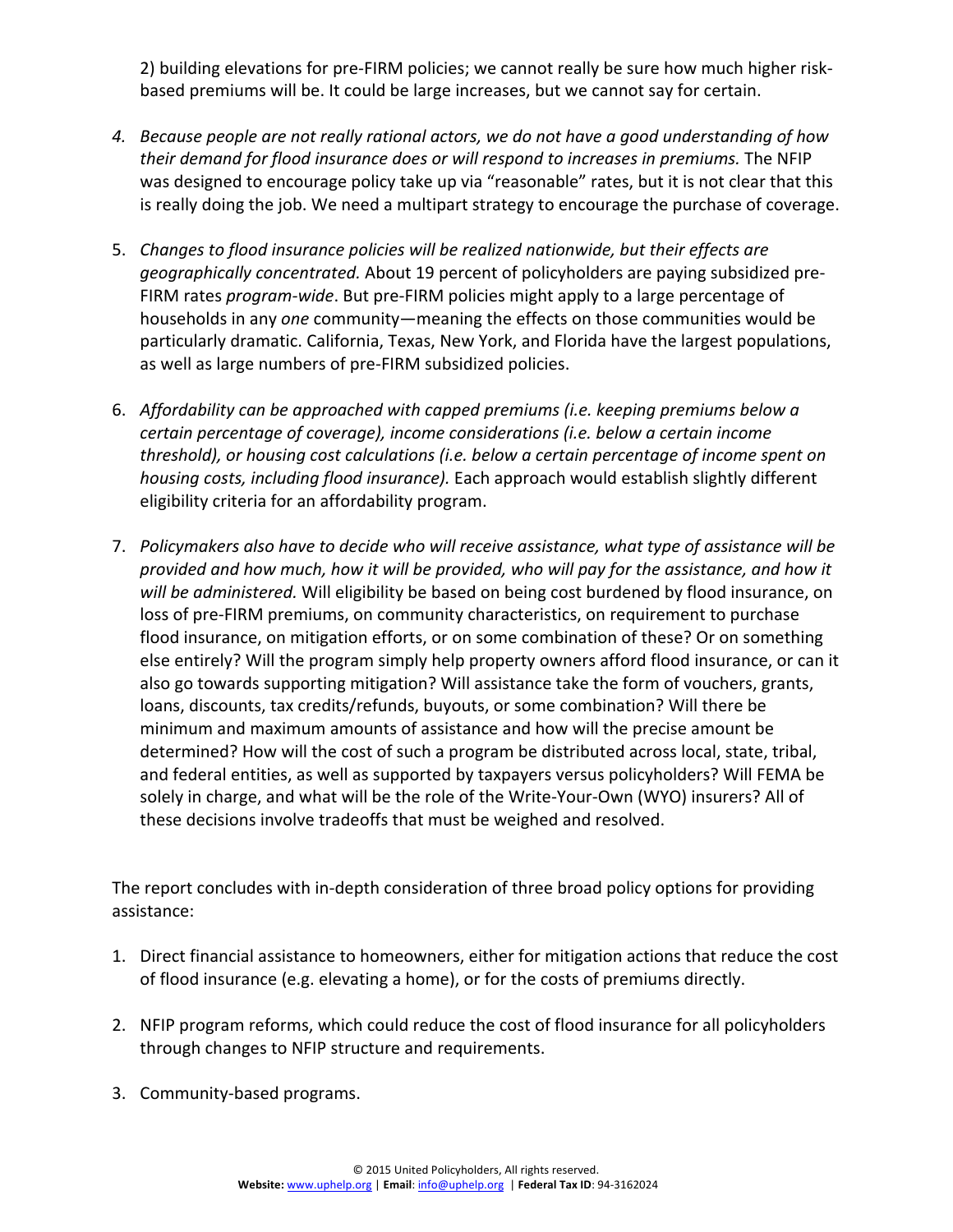2) building elevations for pre-FIRM policies; we cannot really be sure how much higher risk-based premiums will be. It could be large increases, but we cannot say for certain.

4. *Because people are not really rational actors, we do not have a good understanding of how their demand for flood insurance does or will respond to increases in premiums.* The NFIP was designed to encourage policy take up via "reasonable" rates, but it is not clear that this is really doing the job. We need a multipart strategy to encourage the purchase of coverage.

5. *Changes to flood insurance policies will be realized nationwide, but their effects are geographically concentrated.* About 19 percent of policyholders are paying subsidized pre-FIRM rates *program-wide*. But pre-FIRM policies might apply to a large percentage of households in any *one* community—meaning the effects on those communities would be particularly dramatic. California, Texas, New York, and Florida have the largest populations, as well as large numbers of pre-FIRM subsidized policies.

6. *Affordability can be approached with capped premiums (i.e. keeping premiums below a certain percentage of coverage), income considerations (i.e. below a certain income threshold), or housing cost calculations (i.e. below a certain percentage of income spent on housing costs, including flood insurance).* Each approach would establish slightly different eligibility criteria for an affordability program.

7. *Policymakers also have to decide who will receive assistance, what type of assistance will be provided and how much, how it will be provided, who will pay for the assistance, and how it will be administered.* Will eligibility be based on being cost burdened by flood insurance, on loss of pre-FIRM premiums, on community characteristics, on requirement to purchase flood insurance, on mitigation efforts, or on some combination of these? Or on something else entirely? Will the program simply help property owners afford flood insurance, or can it also go towards supporting mitigation? Will assistance take the form of vouchers, grants, loans, discounts, tax credits/refunds, buyouts, or some combination? Will there be minimum and maximum amounts of assistance and how will the precise amount be determined? How will the cost of such a program be distributed across local, state, tribal, and federal entities, as well as supported by taxpayers versus policyholders? Will FEMA be solely in charge, and what will be the role of the Write-Your-Own (WYO) insurers? All of these decisions involve tradeoffs that must be weighed and resolved.

The report concludes with in-depth consideration of three broad policy options for providing assistance:

1. Direct financial assistance to homeowners, either for mitigation actions that reduce the cost of flood insurance (e.g. elevating a home), or for the costs of premiums directly.

2. NFIP program reforms, which could reduce the cost of flood insurance for all policyholders through changes to NFIP structure and requirements.

3. Community-based programs.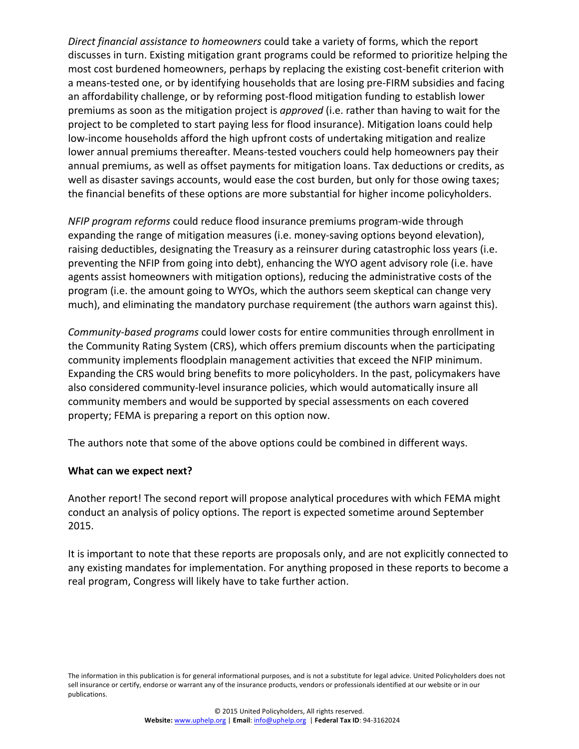*Direct financial assistance to homeowners* could take a variety of forms, which the report discusses in turn. Existing mitigation grant programs could be reformed to prioritize helping the most cost burdened homeowners, perhaps by replacing the existing cost-benefit criterion with a means-tested one, or by identifying households that are losing pre-FIRM subsidies and facing an affordability challenge, or by reforming post-flood mitigation funding to establish lower premiums as soon as the mitigation project is *approved* (i.e. rather than having to wait for the project to be completed to start paying less for flood insurance). Mitigation loans could help low-income households afford the high upfront costs of undertaking mitigation and realize lower annual premiums thereafter. Means-tested vouchers could help homeowners pay their annual premiums, as well as offset payments for mitigation loans. Tax deductions or credits, as well as disaster savings accounts, would ease the cost burden, but only for those owing taxes; the financial benefits of these options are more substantial for higher income policyholders.

*NFIP program reforms* could reduce flood insurance premiums program-wide through expanding the range of mitigation measures (i.e. money-saving options beyond elevation), raising deductibles, designating the Treasury as a reinsurer during catastrophic loss years (i.e. preventing the NFIP from going into debt), enhancing the WYO agent advisory role (i.e. have agents assist homeowners with mitigation options), reducing the administrative costs of the program (i.e. the amount going to WYOs, which the authors seem skeptical can change very much), and eliminating the mandatory purchase requirement (the authors warn against this).

*Community-based programs* could lower costs for entire communities through enrollment in the Community Rating System (CRS), which offers premium discounts when the participating community implements floodplain management activities that exceed the NFIP minimum. Expanding the CRS would bring benefits to more policyholders. In the past, policymakers have also considered community-level insurance policies, which would automatically insure all community members and would be supported by special assessments on each covered property; FEMA is preparing a report on this option now.

The authors note that some of the above options could be combined in different ways.

**What can we expect next?**

Another report! The second report will propose analytical procedures with which FEMA might conduct an analysis of policy options. The report is expected sometime around September 2015.

It is important to note that these reports are proposals only, and are not explicitly connected to any existing mandates for implementation. For anything proposed in these reports to become a real program, Congress will likely have to take further action.

The information in this publication is for general informational purposes, and is not a substitute for legal advice. United Policyholders does not sell insurance or certify, endorse or warrant any of the insurance products, vendors or professionals identified at our website or in our publications.

© 2015 United Policyholders, All rights reserved.
**Website:** www.uphelp.org | **Email**: info@uphelp.org | **Federal Tax ID**: 94-3162024